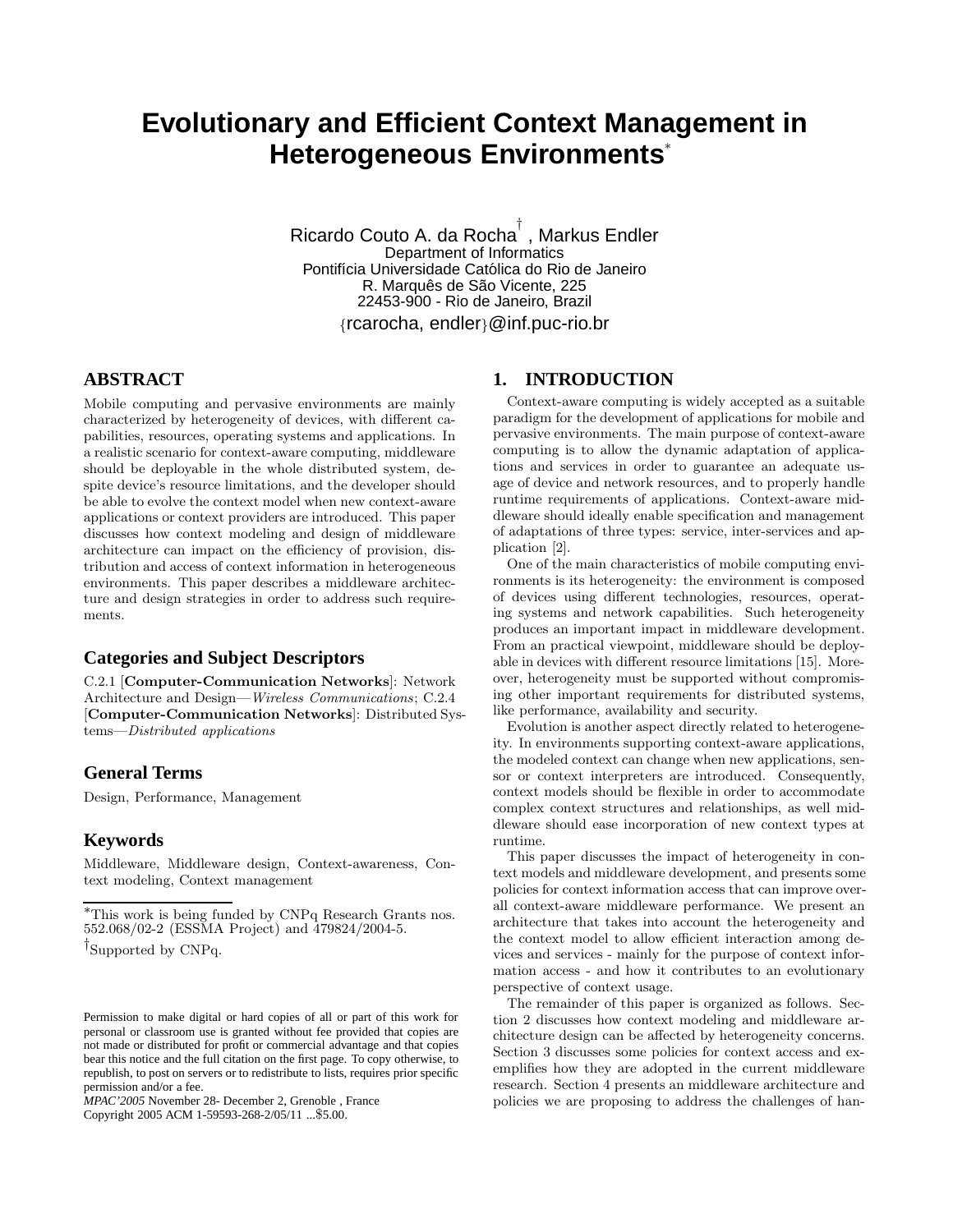# Evolutionary and Efficient Context Management in Heterogeneous Environments[*]

Ricardo Couto A. da Rocha[†], Markus Endler
Department of Informatics
Pontifícia Universidade Católica do Rio de Janeiro
R. Marquês de São Vicente, 225
22453-900 - Rio de Janeiro, Brazil
{rcarocha, endler}@inf.puc-rio.br

## ABSTRACT

Mobile computing and pervasive environments are mainly characterized by heterogeneity of devices, with different capabilities, resources, operating systems and applications. In a realistic scenario for context-aware computing, middleware should be deployable in the whole distributed system, despite device's resource limitations, and the developer should be able to evolve the context model when new context-aware applications or context providers are introduced. This paper discusses how context modeling and design of middleware architecture can impact on the efficiency of provision, distribution and access of context information in heterogeneous environments. This paper describes a middleware architecture and design strategies in order to address such requirements.

### Categories and Subject Descriptors

C.2.1 [**Computer-Communication Networks**]: Network Architecture and Design—*Wireless Communications*; C.2.4 [**Computer-Communication Networks**]: Distributed Systems—*Distributed applications*

### General Terms

Design, Performance, Management

### Keywords

Middleware, Middleware design, Context-awareness, Context modeling, Context management

[*]This work is being funded by CNPq Research Grants nos. 552.068/02-2 (ESSMA Project) and 479824/2004-5.

[†]Supported by CNPq.

Permission to make digital or hard copies of all or part of this work for personal or classroom use is granted without fee provided that copies are not made or distributed for profit or commercial advantage and that copies bear this notice and the full citation on the first page. To copy otherwise, to republish, to post on servers or to redistribute to lists, requires prior specific permission and/or a fee.
*MPAC'2005* November 28- December 2, Grenoble , France
Copyright 2005 ACM 1-59593-268-2/05/11 ...$5.00.

## 1. INTRODUCTION

Context-aware computing is widely accepted as a suitable paradigm for the development of applications for mobile and pervasive environments. The main purpose of context-aware computing is to allow the dynamic adaptation of applications and services in order to guarantee an adequate usage of device and network resources, and to properly handle runtime requirements of applications. Context-aware middleware should ideally enable specification and management of adaptations of three types: service, inter-services and application [2].

One of the main characteristics of mobile computing environments is its heterogeneity: the environment is composed of devices using different technologies, resources, operating systems and network capabilities. Such heterogeneity produces an important impact in middleware development. From an practical viewpoint, middleware should be deployable in devices with different resource limitations [15]. Moreover, heterogeneity must be supported without compromising other important requirements for distributed systems, like performance, availability and security.

Evolution is another aspect directly related to heterogeneity. In environments supporting context-aware applications, the modeled context can change when new applications, sensor or context interpreters are introduced. Consequently, context models should be flexible in order to accommodate complex context structures and relationships, as well middleware should ease incorporation of new context types at runtime.

This paper discusses the impact of heterogeneity in context models and middleware development, and presents some policies for context information access that can improve overall context-aware middleware performance. We present an architecture that takes into account the heterogeneity and the context model to allow efficient interaction among devices and services - mainly for the purpose of context information access - and how it contributes to an evolutionary perspective of context usage.

The remainder of this paper is organized as follows. Section 2 discusses how context modeling and middleware architecture design can be affected by heterogeneity concerns. Section 3 discusses some policies for context access and exemplifies how they are adopted in the current middleware research. Section 4 presents an middleware architecture and policies we are proposing to address the challenges of han-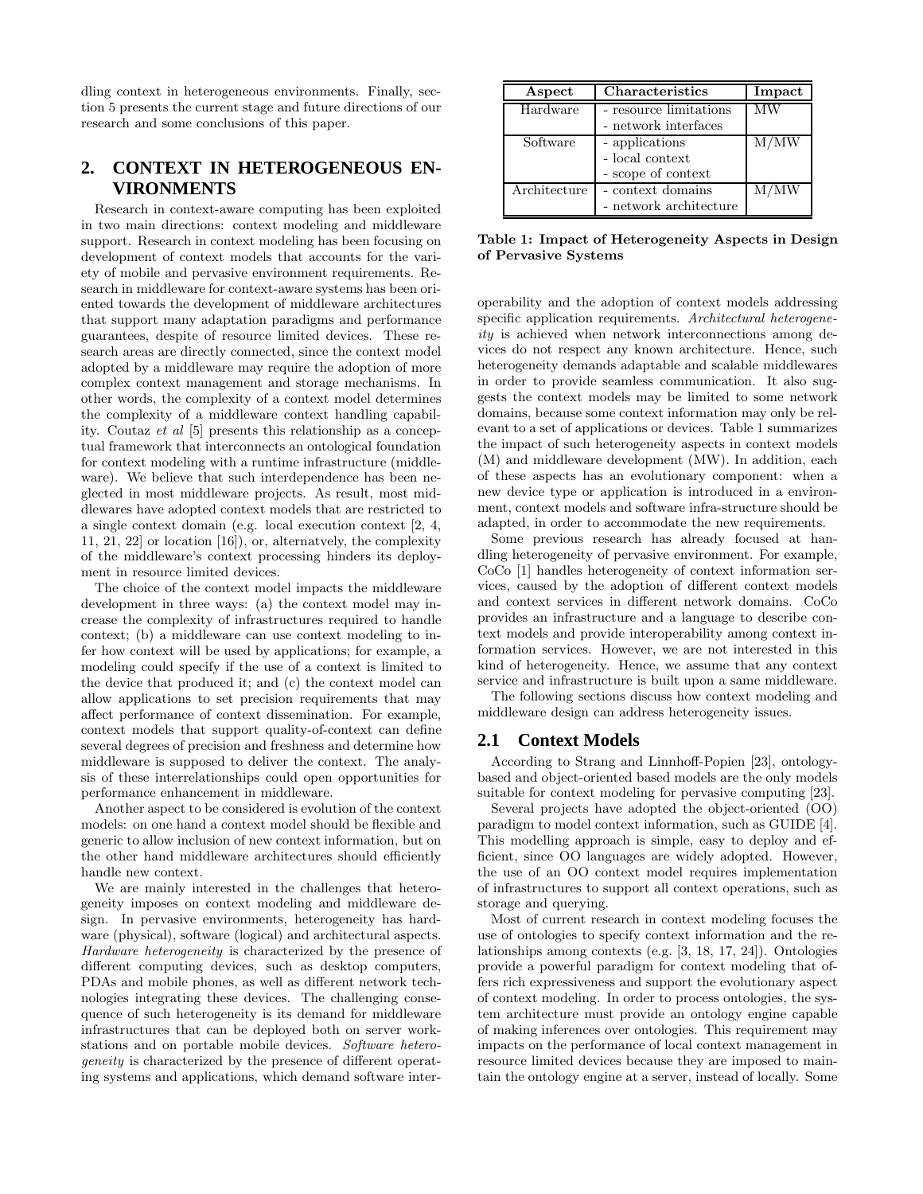dling context in heterogeneous environments. Finally, section 5 presents the current stage and future directions of our research and some conclusions of this paper.

## 2. CONTEXT IN HETEROGENEOUS ENVIRONMENTS

Research in context-aware computing has been exploited in two main directions: context modeling and middleware support. Research in context modeling has been focusing on development of context models that accounts for the variety of mobile and pervasive environment requirements. Research in middleware for context-aware systems has been oriented towards the development of middleware architectures that support many adaptation paradigms and performance guarantees, despite of resource limited devices. These research areas are directly connected, since the context model adopted by a middleware may require the adoption of more complex context management and storage mechanisms. In other words, the complexity of a context model determines the complexity of a middleware context handling capability. Coutaz *et al* [5] presents this relationship as a conceptual framework that interconnects an ontological foundation for context modeling with a runtime infrastructure (middleware). We believe that such interdependence has been neglected in most middleware projects. As result, most middlewares have adopted context models that are restricted to a single context domain (e.g. local execution context [2, 4, 11, 21, 22] or location [16]), or, alternatvely, the complexity of the middleware's context processing hinders its deployment in resource limited devices.

The choice of the context model impacts the middleware development in three ways: (a) the context model may increase the complexity of infrastructures required to handle context; (b) a middleware can use context modeling to infer how context will be used by applications; for example, a modeling could specify if the use of a context is limited to the device that produced it; and (c) the context model can allow applications to set precision requirements that may affect performance of context dissemination. For example, context models that support quality-of-context can define several degrees of precision and freshness and determine how middleware is supposed to deliver the context. The analysis of these interrelationships could open opportunities for performance enhancement in middleware.

Another aspect to be considered is evolution of the context models: on one hand a context model should be flexible and generic to allow inclusion of new context information, but on the other hand middleware architectures should efficiently handle new context.

We are mainly interested in the challenges that heterogeneity imposes on context modeling and middleware design. In pervasive environments, heterogeneity has hardware (physical), software (logical) and architectural aspects. *Hardware heterogeneity* is characterized by the presence of different computing devices, such as desktop computers, PDAs and mobile phones, as well as different network technologies integrating these devices. The challenging consequence of such heterogeneity is its demand for middleware infrastructures that can be deployed both on server workstations and on portable mobile devices. *Software heterogeneity* is characterized by the presence of different operating systems and applications, which demand software interoperability and the adoption of context models addressing specific application requirements. *Architectural heterogeneity* is achieved when network interconnections among devices do not respect any known architecture. Hence, such heterogeneity demands adaptable and scalable middlewares in order to provide seamless communication. It also suggests the context models may be limited to some network domains, because some context information may only be relevant to a set of applications or devices. Table 1 summarizes the impact of such heterogeneity aspects in context models (M) and middleware development (MW). In addition, each of these aspects has an evolutionary component: when a new device type or application is introduced in a environment, context models and software infra-structure should be adapted, in order to accommodate the new requirements.

| Aspect | Characteristics | Impact |
|---|---|---|
| Hardware | - resource limitations<br>- network interfaces | MW |
| Software | - applications<br>- local context<br>- scope of context | M/MW |
| Architecture | - context domains<br>- network architecture | M/MW |

**Table 1: Impact of Heterogeneity Aspects in Design of Pervasive Systems**

Some previous research has already focused at handling heterogeneity of pervasive environment. For example, CoCo [1] handles heterogeneity of context information services, caused by the adoption of different context models and context services in different network domains. CoCo provides an infrastructure and a language to describe context models and provide interoperability among context information services. However, we are not interested in this kind of heterogeneity. Hence, we assume that any context service and infrastructure is built upon a same middleware.

The following sections discuss how context modeling and middleware design can address heterogeneity issues.

### 2.1 Context Models

According to Strang and Linnhoff-Popien [23], ontology-based and object-oriented based models are the only models suitable for context modeling for pervasive computing [23].

Several projects have adopted the object-oriented (OO) paradigm to model context information, such as GUIDE [4]. This modelling approach is simple, easy to deploy and efficient, since OO languages are widely adopted. However, the use of an OO context model requires implementation of infrastructures to support all context operations, such as storage and querying.

Most of current research in context modeling focuses the use of ontologies to specify context information and the relationships among contexts (e.g. [3, 18, 17, 24]). Ontologies provide a powerful paradigm for context modeling that offers rich expressiveness and support the evolutionary aspect of context modeling. In order to process ontologies, the system architecture must provide an ontology engine capable of making inferences over ontologies. This requirement may impacts on the performance of local context management in resource limited devices because they are imposed to maintain the ontology engine at a server, instead of locally. Some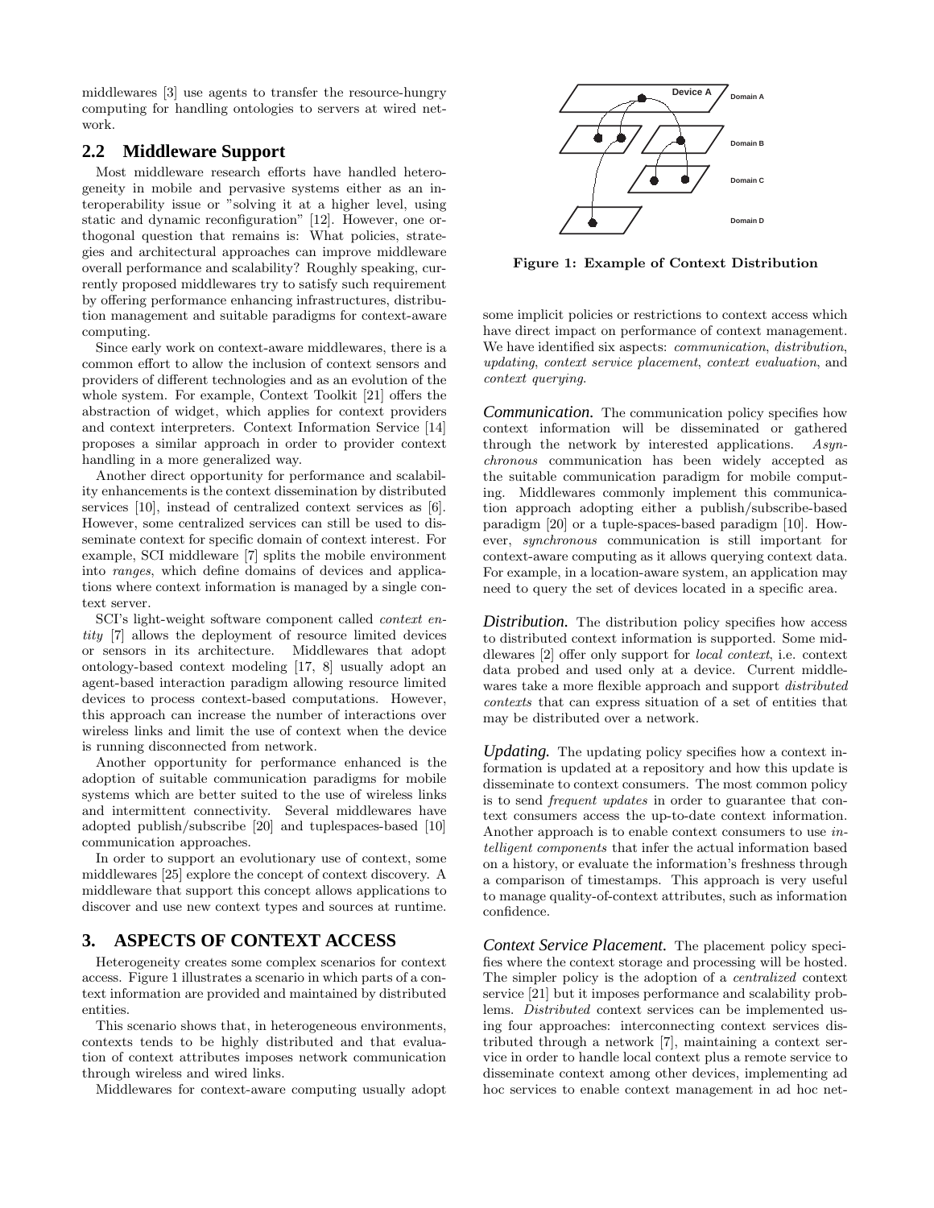middlewares [3] use agents to transfer the resource-hungry computing for handling ontologies to servers at wired network.

## 2.2 Middleware Support

Most middleware research efforts have handled heterogeneity in mobile and pervasive systems either as an interoperability issue or "solving it at a higher level, using static and dynamic reconfiguration" [12]. However, one orthogonal question that remains is: What policies, strategies and architectural approaches can improve middleware overall performance and scalability? Roughly speaking, currently proposed middlewares try to satisfy such requirement by offering performance enhancing infrastructures, distribution management and suitable paradigms for context-aware computing.

Since early work on context-aware middlewares, there is a common effort to allow the inclusion of context sensors and providers of different technologies and as an evolution of the whole system. For example, Context Toolkit [21] offers the abstraction of widget, which applies for context providers and context interpreters. Context Information Service [14] proposes a similar approach in order to provider context handling in a more generalized way.

Another direct opportunity for performance and scalability enhancements is the context dissemination by distributed services [10], instead of centralized context services as [6]. However, some centralized services can still be used to disseminate context for specific domain of context interest. For example, SCI middleware [7] splits the mobile environment into *ranges*, which define domains of devices and applications where context information is managed by a single context server.

SCI's light-weight software component called *context entity* [7] allows the deployment of resource limited devices or sensors in its architecture. Middlewares that adopt ontology-based context modeling [17, 8] usually adopt an agent-based interaction paradigm allowing resource limited devices to process context-based computations. However, this approach can increase the number of interactions over wireless links and limit the use of context when the device is running disconnected from network.

Another opportunity for performance enhanced is the adoption of suitable communication paradigms for mobile systems which are better suited to the use of wireless links and intermittent connectivity. Several middlewares have adopted publish/subscribe [20] and tuplespaces-based [10] communication approaches.

In order to support an evolutionary use of context, some middlewares [25] explore the concept of context discovery. A middleware that support this concept allows applications to discover and use new context types and sources at runtime.

# 3. ASPECTS OF CONTEXT ACCESS

Heterogeneity creates some complex scenarios for context access. Figure 1 illustrates a scenario in which parts of a context information are provided and maintained by distributed entities.

This scenario shows that, in heterogeneous environments, contexts tends to be highly distributed and that evaluation of context attributes imposes network communication through wireless and wired links.

Middlewares for context-aware computing usually adopt some implicit policies or restrictions to context access which have direct impact on performance of context management. We have identified six aspects: *communication*, *distribution*, *updating*, *context service placement*, *context evaluation*, and *context querying*.

**Figure 1: Example of Context Distribution**

***Communication.*** The communication policy specifies how context information will be disseminated or gathered through the network by interested applications. *Asynchronous* communication has been widely accepted as the suitable communication paradigm for mobile computing. Middlewares commonly implement this communication approach adopting either a publish/subscribe-based paradigm [20] or a tuple-spaces-based paradigm [10]. However, *synchronous* communication is still important for context-aware computing as it allows querying context data. For example, in a location-aware system, an application may need to query the set of devices located in a specific area.

***Distribution.*** The distribution policy specifies how access to distributed context information is supported. Some middlewares [2] offer only support for *local context*, i.e. context data probed and used only at a device. Current middlewares take a more flexible approach and support *distributed contexts* that can express situation of a set of entities that may be distributed over a network.

***Updating.*** The updating policy specifies how a context information is updated at a repository and how this update is disseminate to context consumers. The most common policy is to send *frequent updates* in order to guarantee that context consumers access the up-to-date context information. Another approach is to enable context consumers to use *intelligent components* that infer the actual information based on a history, or evaluate the information's freshness through a comparison of timestamps. This approach is very useful to manage quality-of-context attributes, such as information confidence.

***Context Service Placement.*** The placement policy specifies where the context storage and processing will be hosted. The simpler policy is the adoption of a *centralized* context service [21] but it imposes performance and scalability problems. *Distributed* context services can be implemented using four approaches: interconnecting context services distributed through a network [7], maintaining a context service in order to handle local context plus a remote service to disseminate context among other devices, implementing ad hoc services to enable context management in ad hoc net-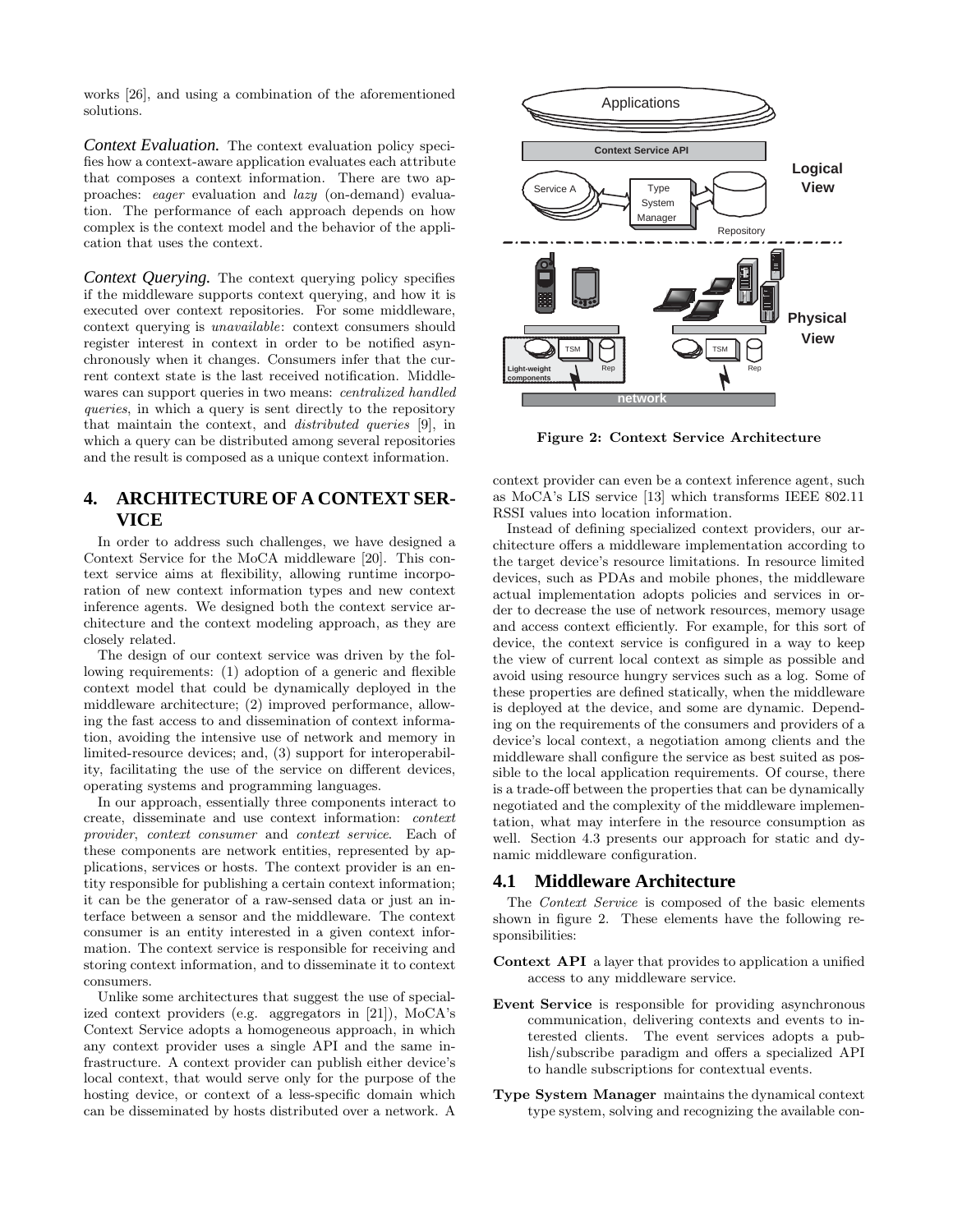works [26], and using a combination of the aforementioned solutions.

***Context Evaluation.*** The context evaluation policy specifies how a context-aware application evaluates each attribute that composes a context information. There are two approaches: *eager* evaluation and *lazy* (on-demand) evaluation. The performance of each approach depends on how complex is the context model and the behavior of the application that uses the context.

***Context Querying.*** The context querying policy specifies if the middleware supports context querying, and how it is executed over context repositories. For some middleware, context querying is *unavailable*: context consumers should register interest in context in order to be notified asynchronously when it changes. Consumers infer that the current context state is the last received notification. Middlewares can support queries in two means: *centralized handled queries*, in which a query is sent directly to the repository that maintain the context, and *distributed queries* [9], in which a query can be distributed among several repositories and the result is composed as a unique context information.

## 4. ARCHITECTURE OF A CONTEXT SERVICE

In order to address such challenges, we have designed a Context Service for the MoCA middleware [20]. This context service aims at flexibility, allowing runtime incorporation of new context information types and new context inference agents. We designed both the context service architecture and the context modeling approach, as they are closely related.

The design of our context service was driven by the following requirements: (1) adoption of a generic and flexible context model that could be dynamically deployed in the middleware architecture; (2) improved performance, allowing the fast access to and dissemination of context information, avoiding the intensive use of network and memory in limited-resource devices; and, (3) support for interoperability, facilitating the use of the service on different devices, operating systems and programming languages.

In our approach, essentially three components interact to create, disseminate and use context information: *context provider*, *context consumer* and *context service*. Each of these components are network entities, represented by applications, services or hosts. The context provider is an entity responsible for publishing a certain context information; it can be the generator of a raw-sensed data or just an interface between a sensor and the middleware. The context consumer is an entity interested in a given context information. The context service is responsible for receiving and storing context information, and to disseminate it to context consumers.

Unlike some architectures that suggest the use of specialized context providers (e.g. aggregators in [21]), MoCA's Context Service adopts a homogeneous approach, in which any context provider uses a single API and the same infrastructure. A context provider can publish either device's local context, that would serve only for the purpose of the hosting device, or context of a less-specific domain which can be disseminated by hosts distributed over a network. A context provider can even be a context inference agent, such as MoCA's LIS service [13] which transforms IEEE 802.11 RSSI values into location information.

**Figure 2: Context Service Architecture**

Instead of defining specialized context providers, our architecture offers a middleware implementation according to the target device's resource limitations. In resource limited devices, such as PDAs and mobile phones, the middleware actual implementation adopts policies and services in order to decrease the use of network resources, memory usage and access context efficiently. For example, for this sort of device, the context service is configured in a way to keep the view of current local context as simple as possible and avoid using resource hungry services such as a log. Some of these properties are defined statically, when the middleware is deployed at the device, and some are dynamic. Depending on the requirements of the consumers and providers of a device's local context, a negotiation among clients and the middleware shall configure the service as best suited as possible to the local application requirements. Of course, there is a trade-off between the properties that can be dynamically negotiated and the complexity of the middleware implementation, what may interfere in the resource consumption as well. Section 4.3 presents our approach for static and dynamic middleware configuration.

### 4.1 Middleware Architecture

The *Context Service* is composed of the basic elements shown in figure 2. These elements have the following responsibilities:

**Context API** a layer that provides to application a unified access to any middleware service.

**Event Service** is responsible for providing asynchronous communication, delivering contexts and events to interested clients. The event services adopts a publish/subscribe paradigm and offers a specialized API to handle subscriptions for contextual events.

**Type System Manager** maintains the dynamical context type system, solving and recognizing the available con-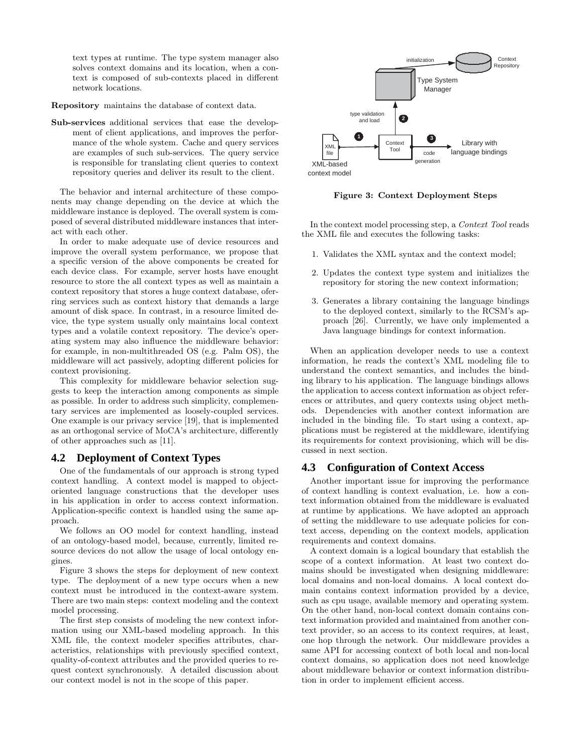text types at runtime. The type system manager also solves context domains and its location, when a context is composed of sub-contexts placed in different network locations.

**Repository** maintains the database of context data.

**Sub-services** additional services that ease the development of client applications, and improves the performance of the whole system. Cache and query services are examples of such sub-services. The query service is responsible for translating client queries to context repository queries and deliver its result to the client.

The behavior and internal architecture of these components may change depending on the device at which the middleware instance is deployed. The overall system is composed of several distributed middleware instances that interact with each other.

In order to make adequate use of device resources and improve the overall system performance, we propose that a specific version of the above components be created for each device class. For example, server hosts have enought resource to store the all context types as well as maintain a context repository that stores a huge context database, ofering services such as context history that demands a large amount of disk space. In contrast, in a resource limited device, the type system usually only maintains local context types and a volatile context repository. The device's operating system may also influence the middleware behavior: for example, in non-multithreaded OS (e.g. Palm OS), the middleware will act passively, adopting different policies for context provisioning.

This complexity for middleware behavior selection suggests to keep the interaction among components as simple as possible. In order to address such simplicity, complementary services are implemented as loosely-coupled services. One example is our privacy service [19], that is implemented as an orthogonal service of MoCA's architecture, differently of other approaches such as [11].

## 4.2 Deployment of Context Types

One of the fundamentals of our approach is strong typed context handling. A context model is mapped to object-oriented language constructions that the developer uses in his application in order to access context information. Application-specific context is handled using the same approach.

We follows an OO model for context handling, instead of an ontology-based model, because, currently, limited resource devices do not allow the usage of local ontology engines.

Figure 3 shows the steps for deployment of new context type. The deployment of a new type occurs when a new context must be introduced in the context-aware system. There are two main steps: context modeling and the context model processing.

The first step consists of modeling the new context information using our XML-based modeling approach. In this XML file, the context modeler specifies attributes, characteristics, relationships with previously specified context, quality-of-context attributes and the provided queries to request context synchronously. A detailed discussion about our context model is not in the scope of this paper.

**Figure 3: Context Deployment Steps**

In the context model processing step, a *Context Tool* reads the XML file and executes the following tasks:

1. Validates the XML syntax and the context model;
2. Updates the context type system and initializes the repository for storing the new context information;
3. Generates a library containing the language bindings to the deployed context, similarly to the RCSM's approach [26]. Currently, we have only implemented a Java language bindings for context information.

When an application developer needs to use a context information, he reads the context's XML modeling file to understand the context semantics, and includes the binding library to his application. The language bindings allows the application to access context information as object references or attributes, and query contexts using object methods. Dependencies with another context information are included in the binding file. To start using a context, applications must be registered at the middleware, identifying its requirements for context provisioning, which will be discussed in next section.

## 4.3 Configuration of Context Access

Another important issue for improving the performance of context handling is context evaluation, i.e. how a context information obtained from the middleware is evaluated at runtime by applications. We have adopted an approach of setting the middleware to use adequate policies for context access, depending on the context models, application requirements and context domains.

A context domain is a logical boundary that establish the scope of a context information. At least two context domains should be investigated when designing middleware: local domains and non-local domains. A local context domain contains context information provided by a device, such as cpu usage, available memory and operating system. On the other hand, non-local context domain contains context information provided and maintained from another context provider, so an access to its context requires, at least, one hop through the network. Our middleware provides a same API for accessing context of both local and non-local context domains, so application does not need knowledge about middleware behavior or context information distribution in order to implement efficient access.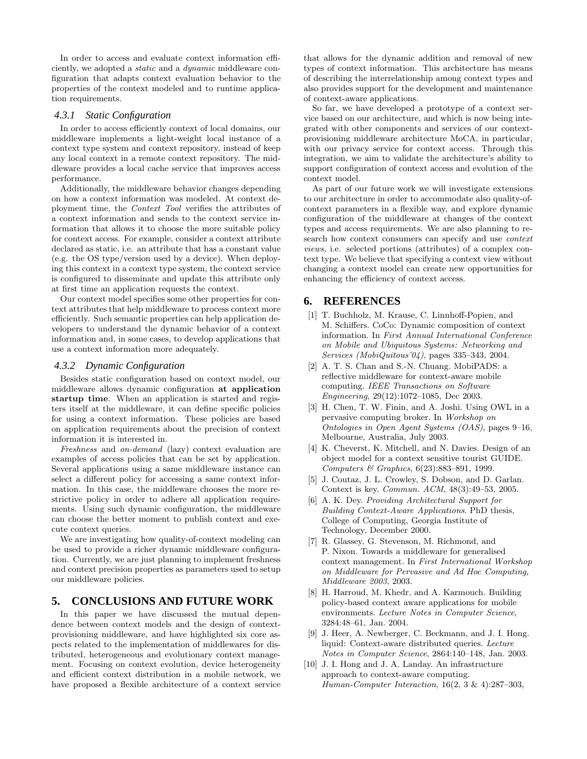In order to access and evaluate context information efficiently, we adopted a *static* and a *dynamic* middleware configuration that adapts context evaluation behavior to the properties of the context modeled and to runtime application requirements.

#### 4.3.1 Static Configuration

In order to access efficiently context of local domains, our middleware implements a light-weight local instance of a context type system and context repository, instead of keep any local context in a remote context repository. The middleware provides a local cache service that improves access performance.

Additionally, the middleware behavior changes depending on how a context information was modeled. At context deployment time, the *Context Tool* verifies the attributes of a context information and sends to the context service information that allows it to choose the more suitable policy for context access. For example, consider a context attribute declared as static, i.e. an attribute that has a constant value (e.g. the OS type/version used by a device). When deploying this context in a context type system, the context service is configured to disseminate and update this attribute only at first time an application requests the context.

Our context model specifies some other properties for context attributes that help middleware to process context more efficiently. Such semantic properties can help application developers to understand the dynamic behavior of a context information and, in some cases, to develop applications that use a context information more adequately.

#### 4.3.2 Dynamic Configuration

Besides static configuration based on context model, our middleware allows dynamic configuration **at application startup time**. When an application is started and registers itself at the middleware, it can define specific policies for using a context information. These policies are based on application requirements about the precision of context information it is interested in.

*Freshness* and *on-demand* (lazy) context evaluation are examples of access policies that can be set by application. Several applications using a same middleware instance can select a different policy for accessing a same context information. In this case, the middleware chooses the more restrictive policy in order to adhere all application requirements. Using such dynamic configuration, the middleware can choose the better moment to publish context and execute context queries.

We are investigating how quality-of-context modeling can be used to provide a richer dynamic middleware configuration. Currently, we are just planning to implement freshness and context precision properties as parameters used to setup our middleware policies.

## 5. CONCLUSIONS AND FUTURE WORK

In this paper we have discussed the mutual dependence between context models and the design of context-provisioning middleware, and have highlighted six core aspects related to the implementation of middlewares for distributed, heterogeneous and evolutionary context management. Focusing on context evolution, device heterogeneity and efficient context distribution in a mobile network, we have proposed a flexible architecture of a context service that allows for the dynamic addition and removal of new types of context information. This architecture has means of describing the interrelationship among context types and also provides support for the development and maintenance of context-aware applications.

So far, we have developed a prototype of a context service based on our architecture, and which is now being integrated with other components and services of our context-provisioning middleware architecture MoCA, in particular, with our privacy service for context access. Through this integration, we aim to validate the architecture's ability to support configuration of context access and evolution of the context model.

As part of our future work we will investigate extensions to our architecture in order to accommodate also quality-of-context parameters in a flexible way, and explore dynamic configuration of the middleware at changes of the context types and access requirements. We are also planning to research how context consumers can specify and use *context views*, i.e. selected portions (attributes) of a complex context type. We believe that specifying a context view without changing a context model can create new opportunities for enhancing the efficiency of context access.

## 6. REFERENCES

[1] T. Buchholz, M. Krause, C. Linnhoff-Popien, and M. Schiffers. CoCo: Dynamic composition of context information. In *First Annual International Conference on Mobile and Ubiquitous Systems: Networking and Services (MobiQuitous'04)*, pages 335–343, 2004.

[2] A. T. S. Chan and S.-N. Chuang. MobiPADS: a reflective middleware for context-aware mobile computing. *IEEE Transactions on Software Engineering*, 29(12):1072–1085, Dec 2003.

[3] H. Chen, T. W. Finin, and A. Joshi. Using OWL in a pervasive computing broker. In *Workshop on Ontologies in Open Agent Systems (OAS)*, pages 9–16, Melbourne, Australia, July 2003.

[4] K. Cheverst, K. Mitchell, and N. Davies. Design of an object model for a context sensitive tourist GUIDE. *Computers & Graphics*, 6(23):883–891, 1999.

[5] J. Coutaz, J. L. Crowley, S. Dobson, and D. Garlan. Context is key. *Commun. ACM*, 48(3):49–53, 2005.

[6] A. K. Dey. *Providing Architectural Support for Building Context-Aware Applications*. PhD thesis, College of Computing, Georgia Institute of Technology, December 2000.

[7] R. Glassey, G. Stevenson, M. Richmond, and P. Nixon. Towards a middleware for generalised context management. In *First International Workshop on Middleware for Pervasive and Ad Hoc Computing, Middleware 2003*, 2003.

[8] H. Harroud, M. Khedr, and A. Karmouch. Building policy-based context aware applications for mobile environments. *Lecture Notes in Computer Science*, 3284:48–61, Jan. 2004.

[9] J. Heer, A. Newberger, C. Beckmann, and J. I. Hong. liquid: Context-aware distributed queries. *Lecture Notes in Computer Science*, 2864:140–148, Jan. 2003.

[10] J. I. Hong and J. A. Landay. An infrastructure approach to context-aware computing. *Human-Computer Interaction*, 16(2, 3 & 4):287–303,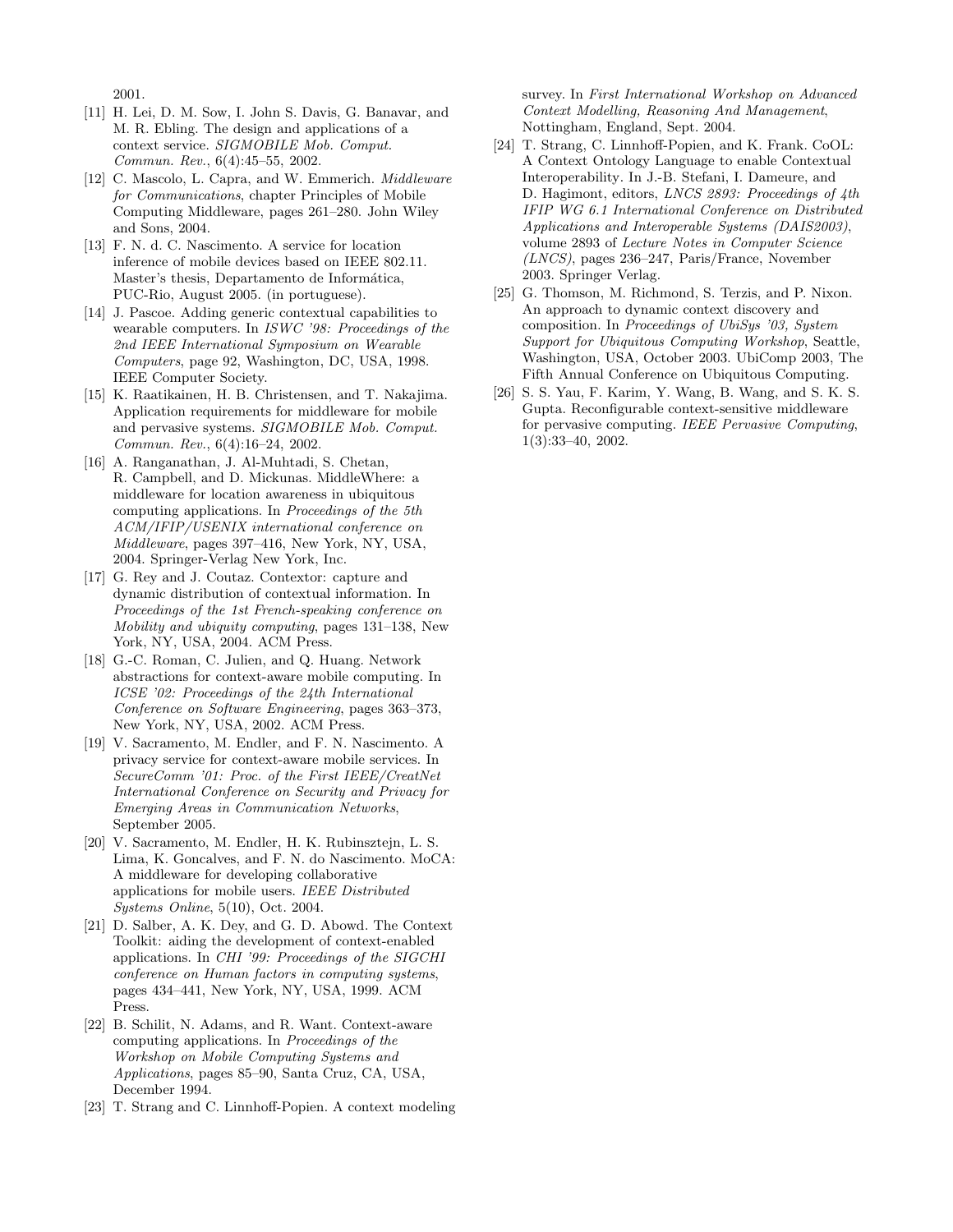2001.

[11] H. Lei, D. M. Sow, I. John S. Davis, G. Banavar, and M. R. Ebling. The design and applications of a context service. *SIGMOBILE Mob. Comput. Commun. Rev.*, 6(4):45–55, 2002.

[12] C. Mascolo, L. Capra, and W. Emmerich. *Middleware for Communications*, chapter Principles of Mobile Computing Middleware, pages 261–280. John Wiley and Sons, 2004.

[13] F. N. d. C. Nascimento. A service for location inference of mobile devices based on IEEE 802.11. Master's thesis, Departamento de Informática, PUC-Rio, August 2005. (in portuguese).

[14] J. Pascoe. Adding generic contextual capabilities to wearable computers. In *ISWC '98: Proceedings of the 2nd IEEE International Symposium on Wearable Computers*, page 92, Washington, DC, USA, 1998. IEEE Computer Society.

[15] K. Raatikainen, H. B. Christensen, and T. Nakajima. Application requirements for middleware for mobile and pervasive systems. *SIGMOBILE Mob. Comput. Commun. Rev.*, 6(4):16–24, 2002.

[16] A. Ranganathan, J. Al-Muhtadi, S. Chetan, R. Campbell, and D. Mickunas. MiddleWhere: a middleware for location awareness in ubiquitous computing applications. In *Proceedings of the 5th ACM/IFIP/USENIX international conference on Middleware*, pages 397–416, New York, NY, USA, 2004. Springer-Verlag New York, Inc.

[17] G. Rey and J. Coutaz. Contextor: capture and dynamic distribution of contextual information. In *Proceedings of the 1st French-speaking conference on Mobility and ubiquity computing*, pages 131–138, New York, NY, USA, 2004. ACM Press.

[18] G.-C. Roman, C. Julien, and Q. Huang. Network abstractions for context-aware mobile computing. In *ICSE '02: Proceedings of the 24th International Conference on Software Engineering*, pages 363–373, New York, NY, USA, 2002. ACM Press.

[19] V. Sacramento, M. Endler, and F. N. Nascimento. A privacy service for context-aware mobile services. In *SecureComm '01: Proc. of the First IEEE/CreatNet International Conference on Security and Privacy for Emerging Areas in Communication Networks*, September 2005.

[20] V. Sacramento, M. Endler, H. K. Rubinsztejn, L. S. Lima, K. Goncalves, and F. N. do Nascimento. MoCA: A middleware for developing collaborative applications for mobile users. *IEEE Distributed Systems Online*, 5(10), Oct. 2004.

[21] D. Salber, A. K. Dey, and G. D. Abowd. The Context Toolkit: aiding the development of context-enabled applications. In *CHI '99: Proceedings of the SIGCHI conference on Human factors in computing systems*, pages 434–441, New York, NY, USA, 1999. ACM Press.

[22] B. Schilit, N. Adams, and R. Want. Context-aware computing applications. In *Proceedings of the Workshop on Mobile Computing Systems and Applications*, pages 85–90, Santa Cruz, CA, USA, December 1994.

[23] T. Strang and C. Linnhoff-Popien. A context modeling survey. In *First International Workshop on Advanced Context Modelling, Reasoning And Management*, Nottingham, England, Sept. 2004.

[24] T. Strang, C. Linnhoff-Popien, and K. Frank. CoOL: A Context Ontology Language to enable Contextual Interoperability. In J.-B. Stefani, I. Dameure, and D. Hagimont, editors, *LNCS 2893: Proceedings of 4th IFIP WG 6.1 International Conference on Distributed Applications and Interoperable Systems (DAIS2003)*, volume 2893 of *Lecture Notes in Computer Science (LNCS)*, pages 236–247, Paris/France, November 2003. Springer Verlag.

[25] G. Thomson, M. Richmond, S. Terzis, and P. Nixon. An approach to dynamic context discovery and composition. In *Proceedings of UbiSys '03, System Support for Ubiquitous Computing Workshop*, Seattle, Washington, USA, October 2003. UbiComp 2003, The Fifth Annual Conference on Ubiquitous Computing.

[26] S. S. Yau, F. Karim, Y. Wang, B. Wang, and S. K. S. Gupta. Reconfigurable context-sensitive middleware for pervasive computing. *IEEE Pervasive Computing*, 1(3):33–40, 2002.